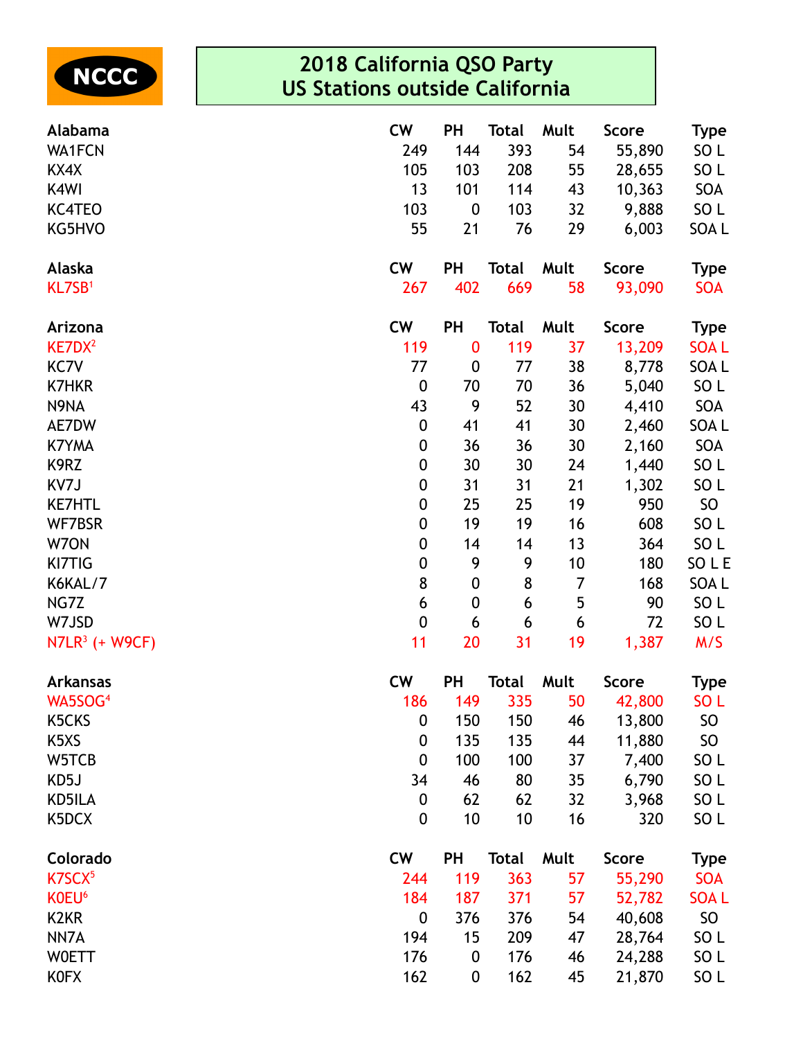NCCC

# 2018 California QSO Party
# US Stations outside California

| Alabama | CW | PH | Total | Mult | Score | Type |
|---|---|---|---|---|---|---|
| WA1FCN | 249 | 144 | 393 | 54 | 55,890 | SO L |
| KX4X | 105 | 103 | 208 | 55 | 28,655 | SO L |
| K4WI | 13 | 101 | 114 | 43 | 10,363 | SOA |
| KC4TEO | 103 | 0 | 103 | 32 | 9,888 | SO L |
| KG5HVO | 55 | 21 | 76 | 29 | 6,003 | SOA L |

| Alaska | CW | PH | Total | Mult | Score | Type |
|---|---|---|---|---|---|---|
| KL7SB[1] | 267 | 402 | 669 | 58 | 93,090 | SOA |

| Arizona | CW | PH | Total | Mult | Score | Type |
|---|---|---|---|---|---|---|
| KE7DX[2] | 119 | 0 | 119 | 37 | 13,209 | SOA L |
| KC7V | 77 | 0 | 77 | 38 | 8,778 | SOA L |
| K7HKR | 0 | 70 | 70 | 36 | 5,040 | SO L |
| N9NA | 43 | 9 | 52 | 30 | 4,410 | SOA |
| AE7DW | 0 | 41 | 41 | 30 | 2,460 | SOA L |
| K7YMA | 0 | 36 | 36 | 30 | 2,160 | SOA |
| K9RZ | 0 | 30 | 30 | 24 | 1,440 | SO L |
| KV7J | 0 | 31 | 31 | 21 | 1,302 | SO L |
| KE7HTL | 0 | 25 | 25 | 19 | 950 | SO |
| WF7BSR | 0 | 19 | 19 | 16 | 608 | SO L |
| W7ON | 0 | 14 | 14 | 13 | 364 | SO L |
| KI7TIG | 0 | 9 | 9 | 10 | 180 | SO L E |
| K6KAL/7 | 8 | 0 | 8 | 7 | 168 | SOA L |
| NG7Z | 6 | 0 | 6 | 5 | 90 | SO L |
| W7JSD | 0 | 6 | 6 | 6 | 72 | SO L |
| N7LR[3] (+ W9CF) | 11 | 20 | 31 | 19 | 1,387 | M/S |

| Arkansas | CW | PH | Total | Mult | Score | Type |
|---|---|---|---|---|---|---|
| WA5SOG[4] | 186 | 149 | 335 | 50 | 42,800 | SO L |
| K5CKS | 0 | 150 | 150 | 46 | 13,800 | SO |
| K5XS | 0 | 135 | 135 | 44 | 11,880 | SO |
| W5TCB | 0 | 100 | 100 | 37 | 7,400 | SO L |
| KD5J | 34 | 46 | 80 | 35 | 6,790 | SO L |
| KD5ILA | 0 | 62 | 62 | 32 | 3,968 | SO L |
| K5DCX | 0 | 10 | 10 | 16 | 320 | SO L |

| Colorado | CW | PH | Total | Mult | Score | Type |
|---|---|---|---|---|---|---|
| K7SCX[5] | 244 | 119 | 363 | 57 | 55,290 | SOA |
| K0EU[6] | 184 | 187 | 371 | 57 | 52,782 | SOA L |
| K2KR | 0 | 376 | 376 | 54 | 40,608 | SO |
| NN7A | 194 | 15 | 209 | 47 | 28,764 | SO L |
| W0ETT | 176 | 0 | 176 | 46 | 24,288 | SO L |
| K0FX | 162 | 0 | 162 | 45 | 21,870 | SO L |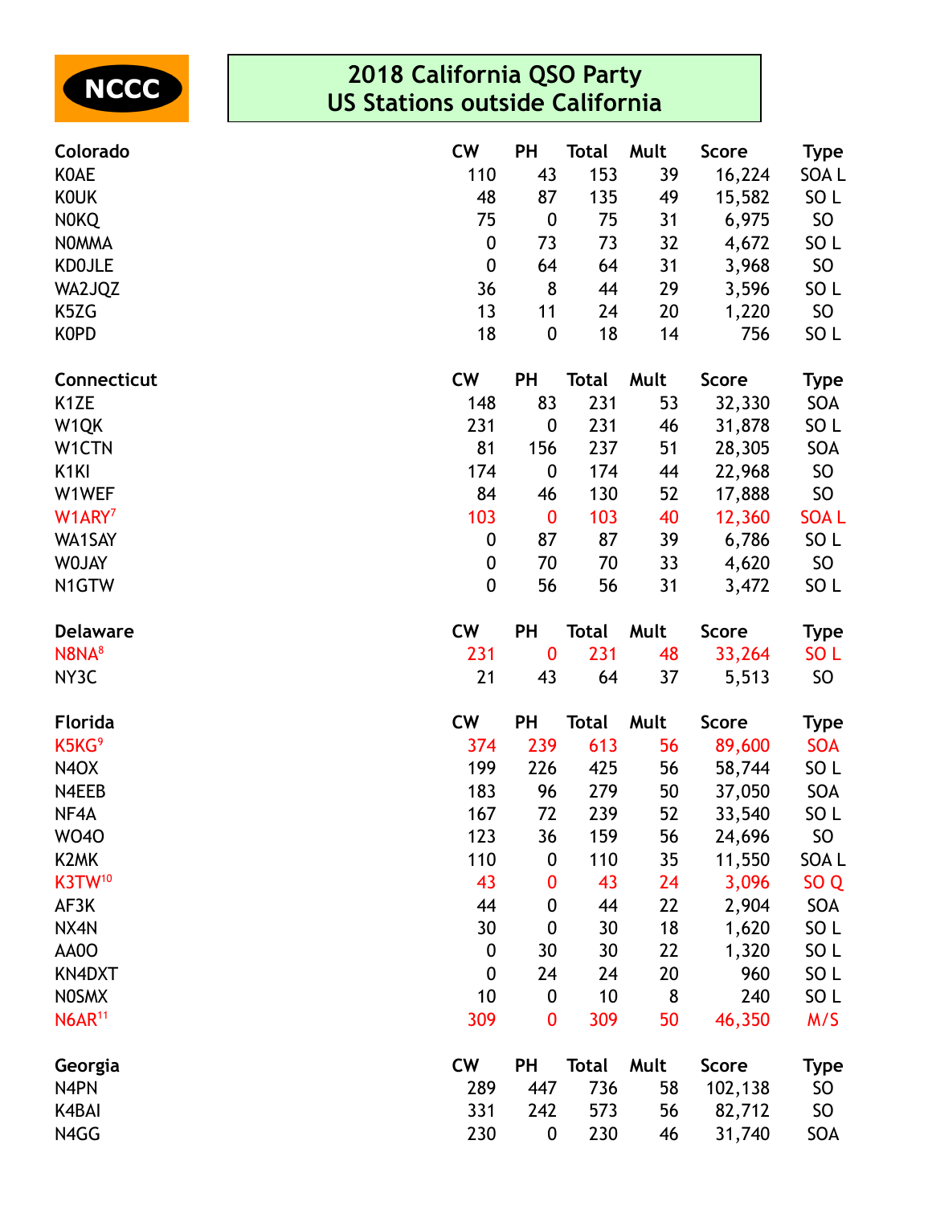NCCC

# 2018 California QSO Party
## US Stations outside California

| Colorado | CW | PH | Total | Mult | Score | Type |
|---|---|---|---|---|---|---|
| K0AE | 110 | 43 | 153 | 39 | 16,224 | SOA L |
| K0UK | 48 | 87 | 135 | 49 | 15,582 | SO L |
| N0KQ | 75 | 0 | 75 | 31 | 6,975 | SO |
| N0MMA | 0 | 73 | 73 | 32 | 4,672 | SO L |
| KD0JLE | 0 | 64 | 64 | 31 | 3,968 | SO |
| WA2JQZ | 36 | 8 | 44 | 29 | 3,596 | SO L |
| K5ZG | 13 | 11 | 24 | 20 | 1,220 | SO |
| K0PD | 18 | 0 | 18 | 14 | 756 | SO L |

| Connecticut | CW | PH | Total | Mult | Score | Type |
|---|---|---|---|---|---|---|
| K1ZE | 148 | 83 | 231 | 53 | 32,330 | SOA |
| W1QK | 231 | 0 | 231 | 46 | 31,878 | SO L |
| W1CTN | 81 | 156 | 237 | 51 | 28,305 | SOA |
| K1KI | 174 | 0 | 174 | 44 | 22,968 | SO |
| W1WEF | 84 | 46 | 130 | 52 | 17,888 | SO |
| W1ARY[7] | 103 | 0 | 103 | 40 | 12,360 | SOA L |
| WA1SAY | 0 | 87 | 87 | 39 | 6,786 | SO L |
| W0JAY | 0 | 70 | 70 | 33 | 4,620 | SO |
| N1GTW | 0 | 56 | 56 | 31 | 3,472 | SO L |

| Delaware | CW | PH | Total | Mult | Score | Type |
|---|---|---|---|---|---|---|
| N8NA[8] | 231 | 0 | 231 | 48 | 33,264 | SO L |
| NY3C | 21 | 43 | 64 | 37 | 5,513 | SO |

| Florida | CW | PH | Total | Mult | Score | Type |
|---|---|---|---|---|---|---|
| K5KG[9] | 374 | 239 | 613 | 56 | 89,600 | SOA |
| N4OX | 199 | 226 | 425 | 56 | 58,744 | SO L |
| N4EEB | 183 | 96 | 279 | 50 | 37,050 | SOA |
| NF4A | 167 | 72 | 239 | 52 | 33,540 | SO L |
| WO4O | 123 | 36 | 159 | 56 | 24,696 | SO |
| K2MK | 110 | 0 | 110 | 35 | 11,550 | SOA L |
| K3TW[10] | 43 | 0 | 43 | 24 | 3,096 | SO Q |
| AF3K | 44 | 0 | 44 | 22 | 2,904 | SOA |
| NX4N | 30 | 0 | 30 | 18 | 1,620 | SO L |
| AA0O | 0 | 30 | 30 | 22 | 1,320 | SO L |
| KN4DXT | 0 | 24 | 24 | 20 | 960 | SO L |
| N0SMX | 10 | 0 | 10 | 8 | 240 | SO L |
| N6AR[11] | 309 | 0 | 309 | 50 | 46,350 | M/S |

| Georgia | CW | PH | Total | Mult | Score | Type |
|---|---|---|---|---|---|---|
| N4PN | 289 | 447 | 736 | 58 | 102,138 | SO |
| K4BAI | 331 | 242 | 573 | 56 | 82,712 | SO |
| N4GG | 230 | 0 | 230 | 46 | 31,740 | SOA |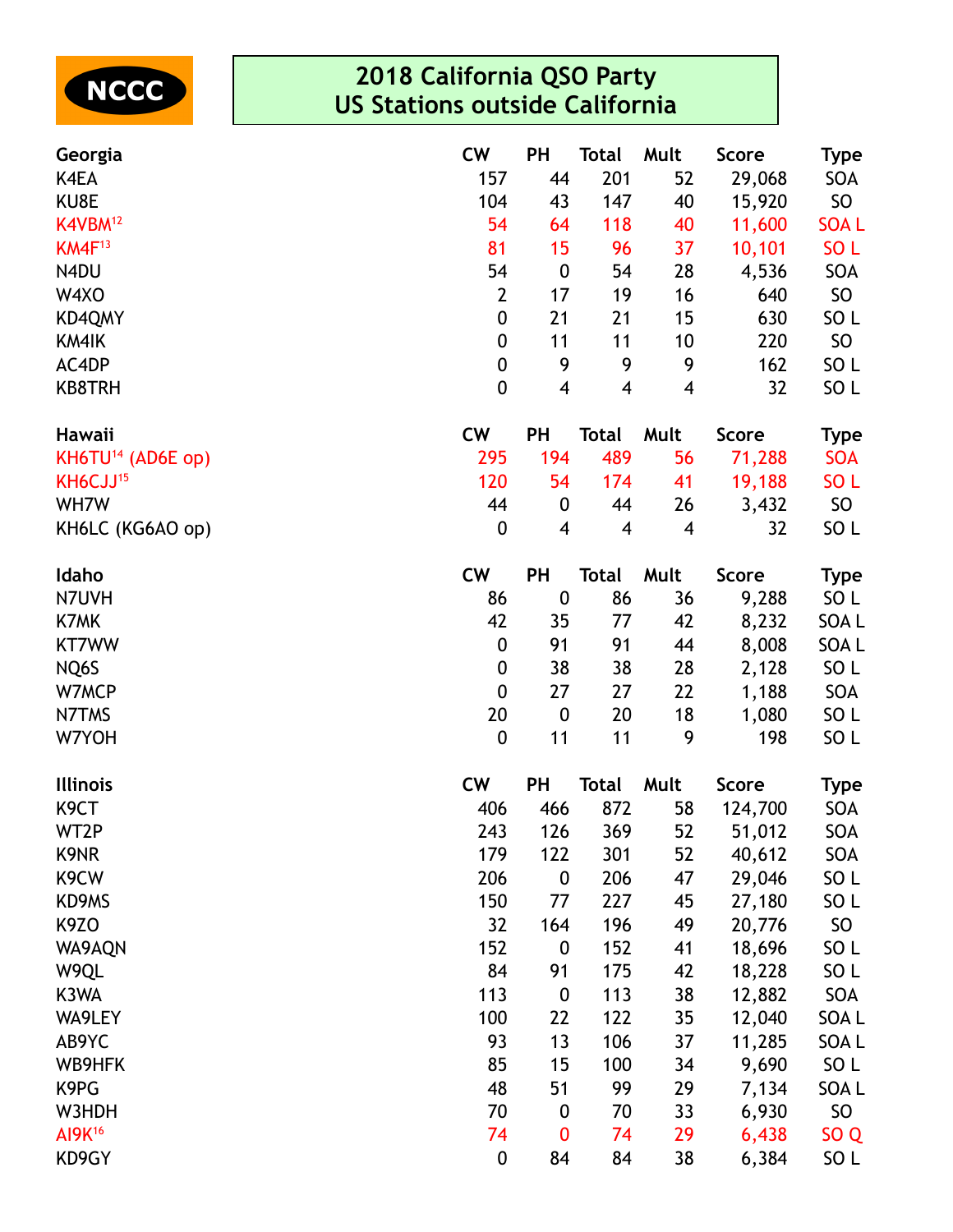NCCC

# 2018 California QSO Party
## US Stations outside California

| Georgia | CW | PH | Total | Mult | Score | Type |
|---|---|---|---|---|---|---|
| K4EA | 157 | 44 | 201 | 52 | 29,068 | SOA |
| KU8E | 104 | 43 | 147 | 40 | 15,920 | SO |
| K4VBM[12] | 54 | 64 | 118 | 40 | 11,600 | SOA L |
| KM4F[13] | 81 | 15 | 96 | 37 | 10,101 | SO L |
| N4DU | 54 | 0 | 54 | 28 | 4,536 | SOA |
| W4XO | 2 | 17 | 19 | 16 | 640 | SO |
| KD4QMY | 0 | 21 | 21 | 15 | 630 | SO L |
| KM4IK | 0 | 11 | 11 | 10 | 220 | SO |
| AC4DP | 0 | 9 | 9 | 9 | 162 | SO L |
| KB8TRH | 0 | 4 | 4 | 4 | 32 | SO L |

| Hawaii | CW | PH | Total | Mult | Score | Type |
|---|---|---|---|---|---|---|
| KH6TU[14] (AD6E op) | 295 | 194 | 489 | 56 | 71,288 | SOA |
| KH6CJJ[15] | 120 | 54 | 174 | 41 | 19,188 | SO L |
| WH7W | 44 | 0 | 44 | 26 | 3,432 | SO |
| KH6LC (KG6AO op) | 0 | 4 | 4 | 4 | 32 | SO L |

| Idaho | CW | PH | Total | Mult | Score | Type |
|---|---|---|---|---|---|---|
| N7UVH | 86 | 0 | 86 | 36 | 9,288 | SO L |
| K7MK | 42 | 35 | 77 | 42 | 8,232 | SOA L |
| KT7WW | 0 | 91 | 91 | 44 | 8,008 | SOA L |
| NQ6S | 0 | 38 | 38 | 28 | 2,128 | SO L |
| W7MCP | 0 | 27 | 27 | 22 | 1,188 | SOA |
| N7TMS | 20 | 0 | 20 | 18 | 1,080 | SO L |
| W7YOH | 0 | 11 | 11 | 9 | 198 | SO L |

| Illinois | CW | PH | Total | Mult | Score | Type |
|---|---|---|---|---|---|---|
| K9CT | 406 | 466 | 872 | 58 | 124,700 | SOA |
| WT2P | 243 | 126 | 369 | 52 | 51,012 | SOA |
| K9NR | 179 | 122 | 301 | 52 | 40,612 | SOA |
| K9CW | 206 | 0 | 206 | 47 | 29,046 | SO L |
| KD9MS | 150 | 77 | 227 | 45 | 27,180 | SO L |
| K9ZO | 32 | 164 | 196 | 49 | 20,776 | SO |
| WA9AQN | 152 | 0 | 152 | 41 | 18,696 | SO L |
| W9QL | 84 | 91 | 175 | 42 | 18,228 | SO L |
| K3WA | 113 | 0 | 113 | 38 | 12,882 | SOA |
| WA9LEY | 100 | 22 | 122 | 35 | 12,040 | SOA L |
| AB9YC | 93 | 13 | 106 | 37 | 11,285 | SOA L |
| WB9HFK | 85 | 15 | 100 | 34 | 9,690 | SO L |
| K9PG | 48 | 51 | 99 | 29 | 7,134 | SOA L |
| W3HDH | 70 | 0 | 70 | 33 | 6,930 | SO |
| AI9K[16] | 74 | 0 | 74 | 29 | 6,438 | SO Q |
| KD9GY | 0 | 84 | 84 | 38 | 6,384 | SO L |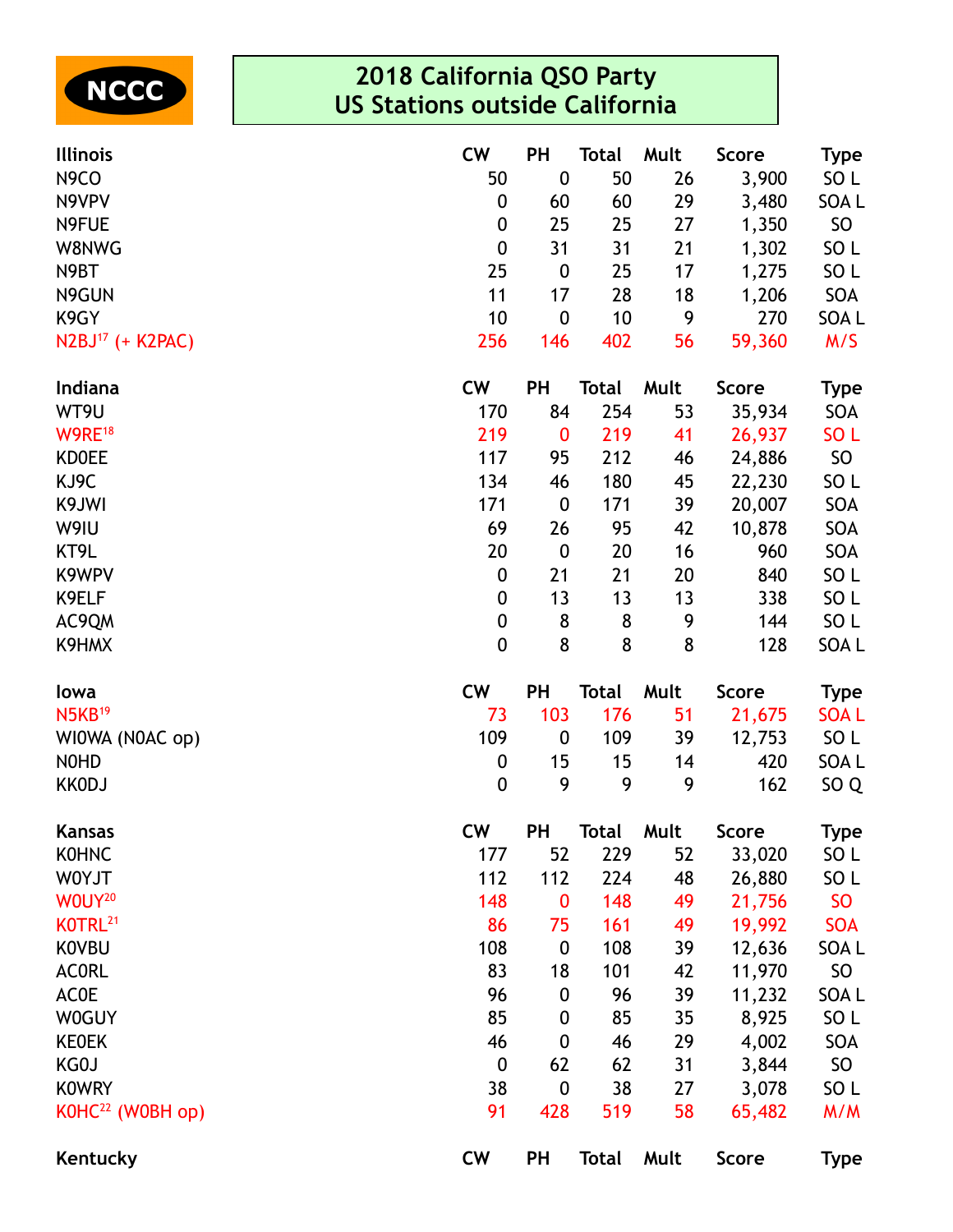NCCC

# 2018 California QSO Party
## US Stations outside California

| Illinois | CW | PH | Total | Mult | Score | Type |
|---|---|---|---|---|---|---|
| N9CO | 50 | 0 | 50 | 26 | 3,900 | SO L |
| N9VPV | 0 | 60 | 60 | 29 | 3,480 | SOA L |
| N9FUE | 0 | 25 | 25 | 27 | 1,350 | SO |
| W8NWG | 0 | 31 | 31 | 21 | 1,302 | SO L |
| N9BT | 25 | 0 | 25 | 17 | 1,275 | SO L |
| N9GUN | 11 | 17 | 28 | 18 | 1,206 | SOA |
| K9GY | 10 | 0 | 10 | 9 | 270 | SOA L |
| N2BJ[17] (+ K2PAC) | 256 | 146 | 402 | 56 | 59,360 | M/S |

| Indiana | CW | PH | Total | Mult | Score | Type |
|---|---|---|---|---|---|---|
| WT9U | 170 | 84 | 254 | 53 | 35,934 | SOA |
| W9RE[18] | 219 | 0 | 219 | 41 | 26,937 | SO L |
| KD0EE | 117 | 95 | 212 | 46 | 24,886 | SO |
| KJ9C | 134 | 46 | 180 | 45 | 22,230 | SO L |
| K9JWI | 171 | 0 | 171 | 39 | 20,007 | SOA |
| W9IU | 69 | 26 | 95 | 42 | 10,878 | SOA |
| KT9L | 20 | 0 | 20 | 16 | 960 | SOA |
| K9WPV | 0 | 21 | 21 | 20 | 840 | SO L |
| K9ELF | 0 | 13 | 13 | 13 | 338 | SO L |
| AC9QM | 0 | 8 | 8 | 9 | 144 | SO L |
| K9HMX | 0 | 8 | 8 | 8 | 128 | SOA L |

| Iowa | CW | PH | Total | Mult | Score | Type |
|---|---|---|---|---|---|---|
| N5KB[19] | 73 | 103 | 176 | 51 | 21,675 | SOA L |
| WI0WA (N0AC op) | 109 | 0 | 109 | 39 | 12,753 | SO L |
| N0HD | 0 | 15 | 15 | 14 | 420 | SOA L |
| KK0DJ | 0 | 9 | 9 | 9 | 162 | SO Q |

| Kansas | CW | PH | Total | Mult | Score | Type |
|---|---|---|---|---|---|---|
| K0HNC | 177 | 52 | 229 | 52 | 33,020 | SO L |
| W0YJT | 112 | 112 | 224 | 48 | 26,880 | SO L |
| W0UY[20] | 148 | 0 | 148 | 49 | 21,756 | SO |
| K0TRL[21] | 86 | 75 | 161 | 49 | 19,992 | SOA |
| K0VBU | 108 | 0 | 108 | 39 | 12,636 | SOA L |
| AC0RL | 83 | 18 | 101 | 42 | 11,970 | SO |
| AC0E | 96 | 0 | 96 | 39 | 11,232 | SOA L |
| W0GUY | 85 | 0 | 85 | 35 | 8,925 | SO L |
| KE0EK | 46 | 0 | 46 | 29 | 4,002 | SOA |
| KG0J | 0 | 62 | 62 | 31 | 3,844 | SO |
| K0WRY | 38 | 0 | 38 | 27 | 3,078 | SO L |
| K0HC[22] (W0BH op) | 91 | 428 | 519 | 58 | 65,482 | M/M |

| Kentucky | CW | PH | Total | Mult | Score | Type |
|---|---|---|---|---|---|---|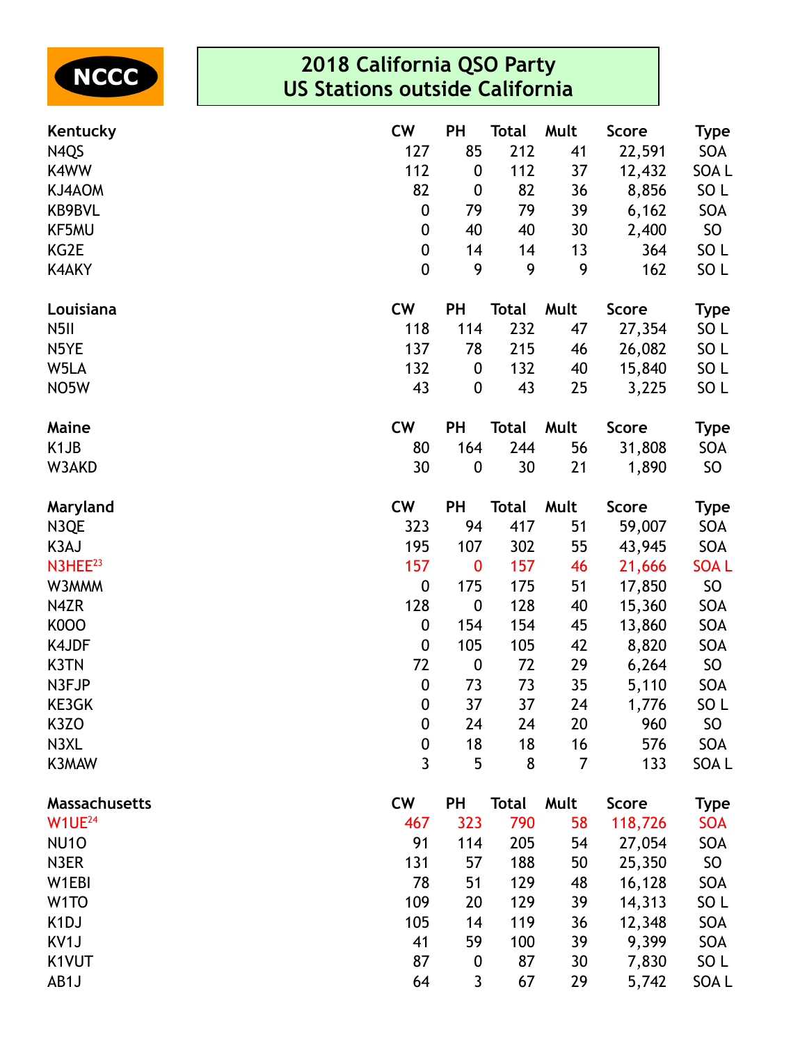NCCC

# 2018 California QSO Party
## US Stations outside California

| Kentucky | CW | PH | Total | Mult | Score | Type |
|---|---|---|---|---|---|---|
| N4QS | 127 | 85 | 212 | 41 | 22,591 | SOA |
| K4WW | 112 | 0 | 112 | 37 | 12,432 | SOA L |
| KJ4AOM | 82 | 0 | 82 | 36 | 8,856 | SO L |
| KB9BVL | 0 | 79 | 79 | 39 | 6,162 | SOA |
| KF5MU | 0 | 40 | 40 | 30 | 2,400 | SO |
| KG2E | 0 | 14 | 14 | 13 | 364 | SO L |
| K4AKY | 0 | 9 | 9 | 9 | 162 | SO L |

| Louisiana | CW | PH | Total | Mult | Score | Type |
|---|---|---|---|---|---|---|
| N5II | 118 | 114 | 232 | 47 | 27,354 | SO L |
| N5YE | 137 | 78 | 215 | 46 | 26,082 | SO L |
| W5LA | 132 | 0 | 132 | 40 | 15,840 | SO L |
| NO5W | 43 | 0 | 43 | 25 | 3,225 | SO L |

| Maine | CW | PH | Total | Mult | Score | Type |
|---|---|---|---|---|---|---|
| K1JB | 80 | 164 | 244 | 56 | 31,808 | SOA |
| W3AKD | 30 | 0 | 30 | 21 | 1,890 | SO |

| Maryland | CW | PH | Total | Mult | Score | Type |
|---|---|---|---|---|---|---|
| N3QE | 323 | 94 | 417 | 51 | 59,007 | SOA |
| K3AJ | 195 | 107 | 302 | 55 | 43,945 | SOA |
| N3HEE[23] | 157 | 0 | 157 | 46 | 21,666 | SOA L |
| W3MMM | 0 | 175 | 175 | 51 | 17,850 | SO |
| N4ZR | 128 | 0 | 128 | 40 | 15,360 | SOA |
| K0OO | 0 | 154 | 154 | 45 | 13,860 | SOA |
| K4JDF | 0 | 105 | 105 | 42 | 8,820 | SOA |
| K3TN | 72 | 0 | 72 | 29 | 6,264 | SO |
| N3FJP | 0 | 73 | 73 | 35 | 5,110 | SOA |
| KE3GK | 0 | 37 | 37 | 24 | 1,776 | SO L |
| K3ZO | 0 | 24 | 24 | 20 | 960 | SO |
| N3XL | 0 | 18 | 18 | 16 | 576 | SOA |
| K3MAW | 3 | 5 | 8 | 7 | 133 | SOA L |

| Massachusetts | CW | PH | Total | Mult | Score | Type |
|---|---|---|---|---|---|---|
| W1UE[24] | 467 | 323 | 790 | 58 | 118,726 | SOA |
| NU1O | 91 | 114 | 205 | 54 | 27,054 | SOA |
| N3ER | 131 | 57 | 188 | 50 | 25,350 | SO |
| W1EBI | 78 | 51 | 129 | 48 | 16,128 | SOA |
| W1TO | 109 | 20 | 129 | 39 | 14,313 | SO L |
| K1DJ | 105 | 14 | 119 | 36 | 12,348 | SOA |
| KV1J | 41 | 59 | 100 | 39 | 9,399 | SOA |
| K1VUT | 87 | 0 | 87 | 30 | 7,830 | SO L |
| AB1J | 64 | 3 | 67 | 29 | 5,742 | SOA L |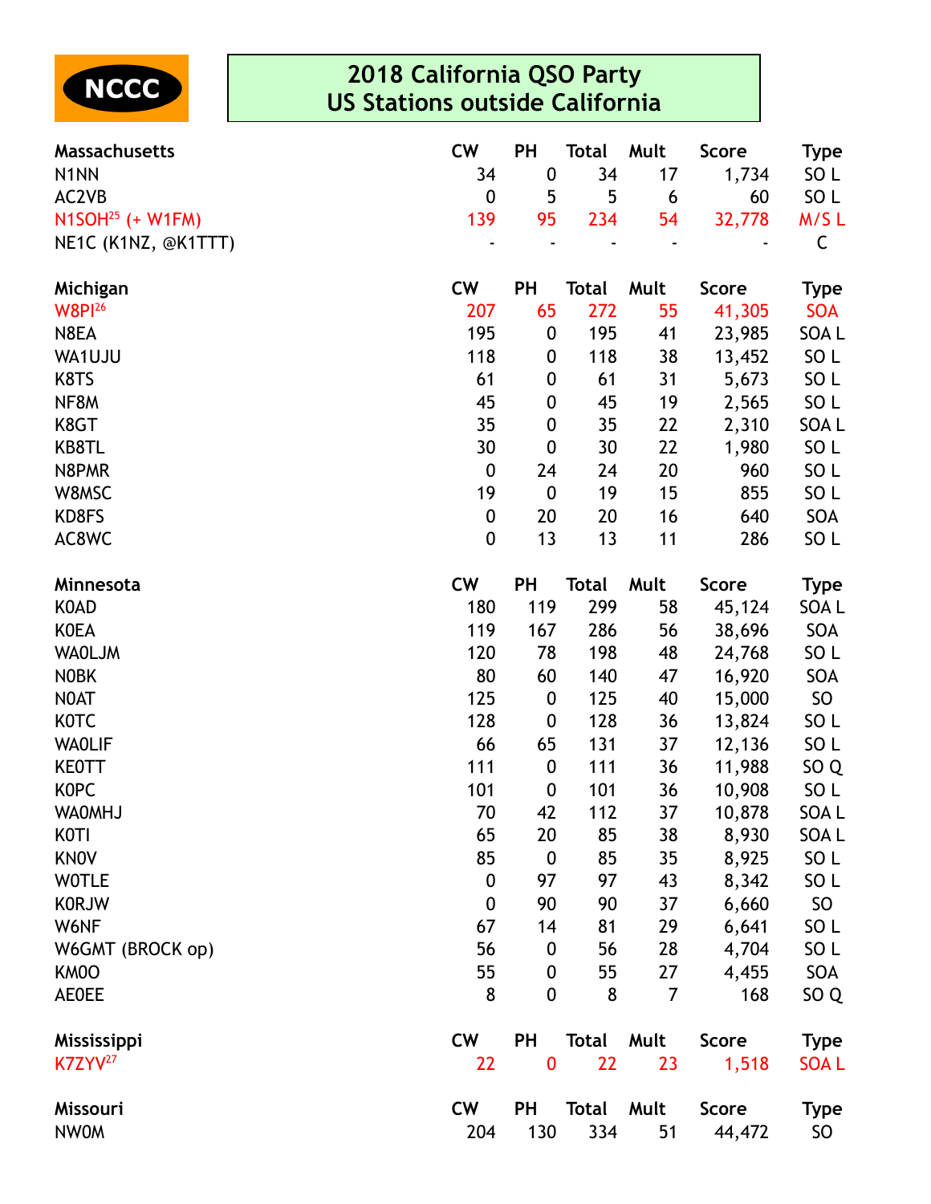NCCC

# 2018 California QSO Party
## US Stations outside California

| Massachusetts | CW | PH | Total | Mult | Score | Type |
|---|---|---|---|---|---|---|
| N1NN | 34 | 0 | 34 | 17 | 1,734 | SO L |
| AC2VB | 0 | 5 | 5 | 6 | 60 | SO L |
| N1SOH[25] (+ W1FM) | 139 | 95 | 234 | 54 | 32,778 | M/S L |
| NE1C (K1NZ, @K1TTT) | - | - | - | - | - | C |

| Michigan | CW | PH | Total | Mult | Score | Type |
|---|---|---|---|---|---|---|
| W8PI[26] | 207 | 65 | 272 | 55 | 41,305 | SOA |
| N8EA | 195 | 0 | 195 | 41 | 23,985 | SOA L |
| WA1UJU | 118 | 0 | 118 | 38 | 13,452 | SO L |
| K8TS | 61 | 0 | 61 | 31 | 5,673 | SO L |
| NF8M | 45 | 0 | 45 | 19 | 2,565 | SO L |
| K8GT | 35 | 0 | 35 | 22 | 2,310 | SOA L |
| KB8TL | 30 | 0 | 30 | 22 | 1,980 | SO L |
| N8PMR | 0 | 24 | 24 | 20 | 960 | SO L |
| W8MSC | 19 | 0 | 19 | 15 | 855 | SO L |
| KD8FS | 0 | 20 | 20 | 16 | 640 | SOA |
| AC8WC | 0 | 13 | 13 | 11 | 286 | SO L |

| Minnesota | CW | PH | Total | Mult | Score | Type |
|---|---|---|---|---|---|---|
| K0AD | 180 | 119 | 299 | 58 | 45,124 | SOA L |
| K0EA | 119 | 167 | 286 | 56 | 38,696 | SOA |
| WA0LJM | 120 | 78 | 198 | 48 | 24,768 | SO L |
| N0BK | 80 | 60 | 140 | 47 | 16,920 | SOA |
| N0AT | 125 | 0 | 125 | 40 | 15,000 | SO |
| K0TC | 128 | 0 | 128 | 36 | 13,824 | SO L |
| WA0LIF | 66 | 65 | 131 | 37 | 12,136 | SO L |
| KE0TT | 111 | 0 | 111 | 36 | 11,988 | SO Q |
| K0PC | 101 | 0 | 101 | 36 | 10,908 | SO L |
| WA0MHJ | 70 | 42 | 112 | 37 | 10,878 | SOA L |
| K0TI | 65 | 20 | 85 | 38 | 8,930 | SOA L |
| KN0V | 85 | 0 | 85 | 35 | 8,925 | SO L |
| W0TLE | 0 | 97 | 97 | 43 | 8,342 | SO L |
| K0RJW | 0 | 90 | 90 | 37 | 6,660 | SO |
| W6NF | 67 | 14 | 81 | 29 | 6,641 | SO L |
| W6GMT (BROCK op) | 56 | 0 | 56 | 28 | 4,704 | SO L |
| KM0O | 55 | 0 | 55 | 27 | 4,455 | SOA |
| AE0EE | 8 | 0 | 8 | 7 | 168 | SO Q |

| Mississippi | CW | PH | Total | Mult | Score | Type |
|---|---|---|---|---|---|---|
| K7ZYV[27] | 22 | 0 | 22 | 23 | 1,518 | SOA L |

| Missouri | CW | PH | Total | Mult | Score | Type |
|---|---|---|---|---|---|---|
| NW0M | 204 | 130 | 334 | 51 | 44,472 | SO |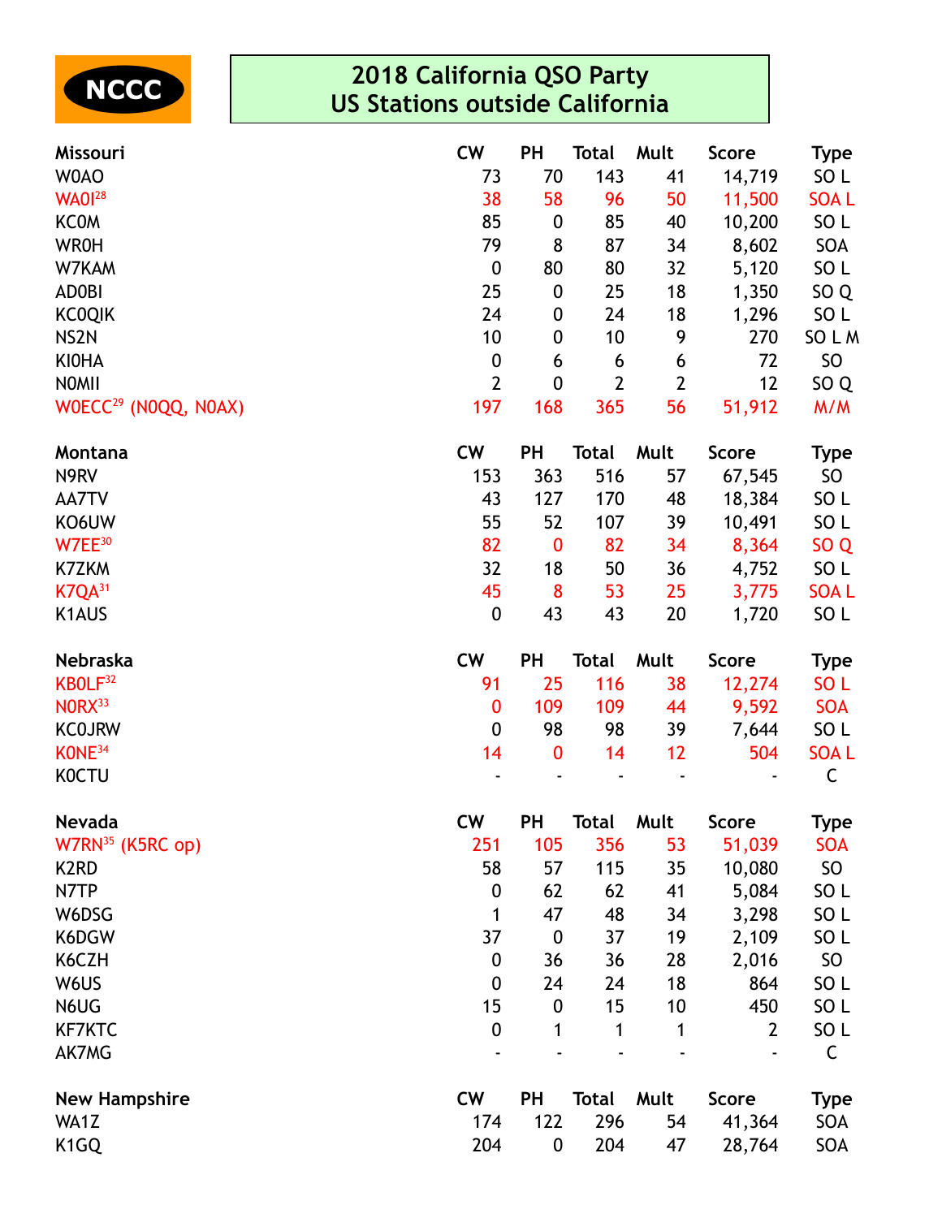NCCC

# 2018 California QSO Party
## US Stations outside California

| Missouri | CW | PH | Total | Mult | Score | Type |
|---|---|---|---|---|---|---|
| W0AO | 73 | 70 | 143 | 41 | 14,719 | SO L |
| WA0I[28] | 38 | 58 | 96 | 50 | 11,500 | SOA L |
| KC0M | 85 | 0 | 85 | 40 | 10,200 | SO L |
| WR0H | 79 | 8 | 87 | 34 | 8,602 | SOA |
| W7KAM | 0 | 80 | 80 | 32 | 5,120 | SO L |
| AD0BI | 25 | 0 | 25 | 18 | 1,350 | SO Q |
| KC0QIK | 24 | 0 | 24 | 18 | 1,296 | SO L |
| NS2N | 10 | 0 | 10 | 9 | 270 | SO L M |
| KI0HA | 0 | 6 | 6 | 6 | 72 | SO |
| N0MII | 2 | 0 | 2 | 2 | 12 | SO Q |
| W0ECC[29] (N0QQ, N0AX) | 197 | 168 | 365 | 56 | 51,912 | M/M |

| Montana | CW | PH | Total | Mult | Score | Type |
|---|---|---|---|---|---|---|
| N9RV | 153 | 363 | 516 | 57 | 67,545 | SO |
| AA7TV | 43 | 127 | 170 | 48 | 18,384 | SO L |
| KO6UW | 55 | 52 | 107 | 39 | 10,491 | SO L |
| W7EE[30] | 82 | 0 | 82 | 34 | 8,364 | SO Q |
| K7ZKM | 32 | 18 | 50 | 36 | 4,752 | SO L |
| K7QA[31] | 45 | 8 | 53 | 25 | 3,775 | SOA L |
| K1AUS | 0 | 43 | 43 | 20 | 1,720 | SO L |

| Nebraska | CW | PH | Total | Mult | Score | Type |
|---|---|---|---|---|---|---|
| KB0LF[32] | 91 | 25 | 116 | 38 | 12,274 | SO L |
| N0RX[33] | 0 | 109 | 109 | 44 | 9,592 | SOA |
| KC0JRW | 0 | 98 | 98 | 39 | 7,644 | SO L |
| K0NE[34] | 14 | 0 | 14 | 12 | 504 | SOA L |
| K0CTU | - | - | - | - | - | C |

| Nevada | CW | PH | Total | Mult | Score | Type |
|---|---|---|---|---|---|---|
| W7RN[35] (K5RC op) | 251 | 105 | 356 | 53 | 51,039 | SOA |
| K2RD | 58 | 57 | 115 | 35 | 10,080 | SO |
| N7TP | 0 | 62 | 62 | 41 | 5,084 | SO L |
| W6DSG | 1 | 47 | 48 | 34 | 3,298 | SO L |
| K6DGW | 37 | 0 | 37 | 19 | 2,109 | SO L |
| K6CZH | 0 | 36 | 36 | 28 | 2,016 | SO |
| W6US | 0 | 24 | 24 | 18 | 864 | SO L |
| N6UG | 15 | 0 | 15 | 10 | 450 | SO L |
| KF7KTC | 0 | 1 | 1 | 1 | 2 | SO L |
| AK7MG | - | - | - | - | - | C |

| New Hampshire | CW | PH | Total | Mult | Score | Type |
|---|---|---|---|---|---|---|
| WA1Z | 174 | 122 | 296 | 54 | 41,364 | SOA |
| K1GQ | 204 | 0 | 204 | 47 | 28,764 | SOA |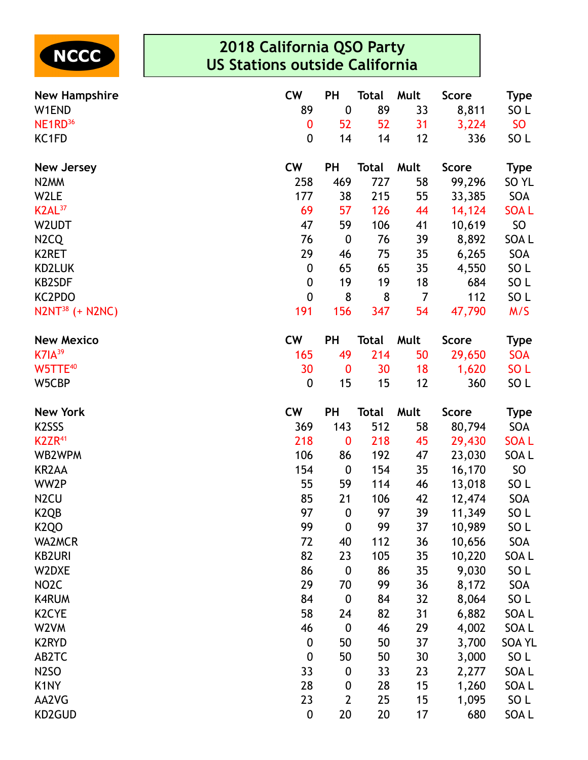NCCC

# 2018 California QSO Party
## US Stations outside California

| New Hampshire | CW | PH | Total | Mult | Score | Type |
|---|---|---|---|---|---|---|
| W1END | 89 | 0 | 89 | 33 | 8,811 | SO L |
| NE1RD[36] | 0 | 52 | 52 | 31 | 3,224 | SO |
| KC1FD | 0 | 14 | 14 | 12 | 336 | SO L |

| New Jersey | CW | PH | Total | Mult | Score | Type |
|---|---|---|---|---|---|---|
| N2MM | 258 | 469 | 727 | 58 | 99,296 | SO YL |
| W2LE | 177 | 38 | 215 | 55 | 33,385 | SOA |
| K2AL[37] | 69 | 57 | 126 | 44 | 14,124 | SOA L |
| W2UDT | 47 | 59 | 106 | 41 | 10,619 | SO |
| N2CQ | 76 | 0 | 76 | 39 | 8,892 | SOA L |
| K2RET | 29 | 46 | 75 | 35 | 6,265 | SOA |
| KD2LUK | 0 | 65 | 65 | 35 | 4,550 | SO L |
| KB2SDF | 0 | 19 | 19 | 18 | 684 | SO L |
| KC2PDO | 0 | 8 | 8 | 7 | 112 | SO L |
| N2NT[38] (+ N2NC) | 191 | 156 | 347 | 54 | 47,790 | M/S |

| New Mexico | CW | PH | Total | Mult | Score | Type |
|---|---|---|---|---|---|---|
| K7IA[39] | 165 | 49 | 214 | 50 | 29,650 | SOA |
| W5TTE[40] | 30 | 0 | 30 | 18 | 1,620 | SO L |
| W5CBP | 0 | 15 | 15 | 12 | 360 | SO L |

| New York | CW | PH | Total | Mult | Score | Type |
|---|---|---|---|---|---|---|
| K2SSS | 369 | 143 | 512 | 58 | 80,794 | SOA |
| K2ZR[41] | 218 | 0 | 218 | 45 | 29,430 | SOA L |
| WB2WPM | 106 | 86 | 192 | 47 | 23,030 | SOA L |
| KR2AA | 154 | 0 | 154 | 35 | 16,170 | SO |
| WW2P | 55 | 59 | 114 | 46 | 13,018 | SO L |
| N2CU | 85 | 21 | 106 | 42 | 12,474 | SOA |
| K2QB | 97 | 0 | 97 | 39 | 11,349 | SO L |
| K2QO | 99 | 0 | 99 | 37 | 10,989 | SO L |
| WA2MCR | 72 | 40 | 112 | 36 | 10,656 | SOA |
| KB2URI | 82 | 23 | 105 | 35 | 10,220 | SOA L |
| W2DXE | 86 | 0 | 86 | 35 | 9,030 | SO L |
| NO2C | 29 | 70 | 99 | 36 | 8,172 | SOA |
| K4RUM | 84 | 0 | 84 | 32 | 8,064 | SO L |
| K2CYE | 58 | 24 | 82 | 31 | 6,882 | SOA L |
| W2VM | 46 | 0 | 46 | 29 | 4,002 | SOA L |
| K2RYD | 0 | 50 | 50 | 37 | 3,700 | SOA YL |
| AB2TC | 0 | 50 | 50 | 30 | 3,000 | SO L |
| N2SO | 33 | 0 | 33 | 23 | 2,277 | SOA L |
| K1NY | 28 | 0 | 28 | 15 | 1,260 | SOA L |
| AA2VG | 23 | 2 | 25 | 15 | 1,095 | SO L |
| KD2GUD | 0 | 20 | 20 | 17 | 680 | SOA L |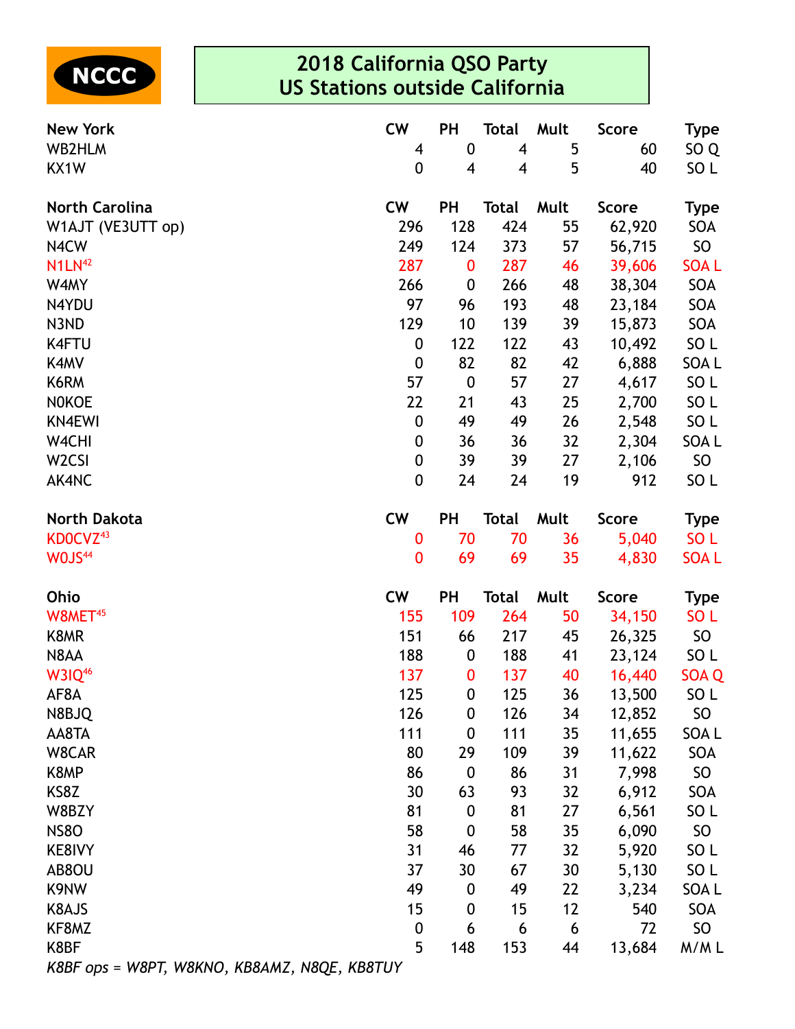NCCC

# 2018 California QSO Party
## US Stations outside California

| New York | CW | PH | Total | Mult | Score | Type |
|---|---|---|---|---|---|---|
| WB2HLM | 4 | 0 | 4 | 5 | 60 | SO Q |
| KX1W | 0 | 4 | 4 | 5 | 40 | SO L |

| North Carolina | CW | PH | Total | Mult | Score | Type |
|---|---|---|---|---|---|---|
| W1AJT (VE3UTT op) | 296 | 128 | 424 | 55 | 62,920 | SOA |
| N4CW | 249 | 124 | 373 | 57 | 56,715 | SO |
| N1LN[42] | 287 | 0 | 287 | 46 | 39,606 | SOA L |
| W4MY | 266 | 0 | 266 | 48 | 38,304 | SOA |
| N4YDU | 97 | 96 | 193 | 48 | 23,184 | SOA |
| N3ND | 129 | 10 | 139 | 39 | 15,873 | SOA |
| K4FTU | 0 | 122 | 122 | 43 | 10,492 | SO L |
| K4MV | 0 | 82 | 82 | 42 | 6,888 | SOA L |
| K6RM | 57 | 0 | 57 | 27 | 4,617 | SO L |
| N0KOE | 22 | 21 | 43 | 25 | 2,700 | SO L |
| KN4EWI | 0 | 49 | 49 | 26 | 2,548 | SO L |
| W4CHI | 0 | 36 | 36 | 32 | 2,304 | SOA L |
| W2CSI | 0 | 39 | 39 | 27 | 2,106 | SO |
| AK4NC | 0 | 24 | 24 | 19 | 912 | SO L |

| North Dakota | CW | PH | Total | Mult | Score | Type |
|---|---|---|---|---|---|---|
| KD0CVZ[43] | 0 | 70 | 70 | 36 | 5,040 | SO L |
| W0JS[44] | 0 | 69 | 69 | 35 | 4,830 | SOA L |

| Ohio | CW | PH | Total | Mult | Score | Type |
|---|---|---|---|---|---|---|
| W8MET[45] | 155 | 109 | 264 | 50 | 34,150 | SO L |
| K8MR | 151 | 66 | 217 | 45 | 26,325 | SO |
| N8AA | 188 | 0 | 188 | 41 | 23,124 | SO L |
| W3IQ[46] | 137 | 0 | 137 | 40 | 16,440 | SOA Q |
| AF8A | 125 | 0 | 125 | 36 | 13,500 | SO L |
| N8BJQ | 126 | 0 | 126 | 34 | 12,852 | SO |
| AA8TA | 111 | 0 | 111 | 35 | 11,655 | SOA L |
| W8CAR | 80 | 29 | 109 | 39 | 11,622 | SOA |
| K8MP | 86 | 0 | 86 | 31 | 7,998 | SO |
| KS8Z | 30 | 63 | 93 | 32 | 6,912 | SOA |
| W8BZY | 81 | 0 | 81 | 27 | 6,561 | SO L |
| NS8O | 58 | 0 | 58 | 35 | 6,090 | SO |
| KE8IVY | 31 | 46 | 77 | 32 | 5,920 | SO L |
| AB8OU | 37 | 30 | 67 | 30 | 5,130 | SO L |
| K9NW | 49 | 0 | 49 | 22 | 3,234 | SOA L |
| K8AJS | 15 | 0 | 15 | 12 | 540 | SOA |
| KF8MZ | 0 | 6 | 6 | 6 | 72 | SO |
| K8BF | 5 | 148 | 153 | 44 | 13,684 | M/M L |

*K8BF ops = W8PT, W8KNO, KB8AMZ, N8QE, KB8TUY*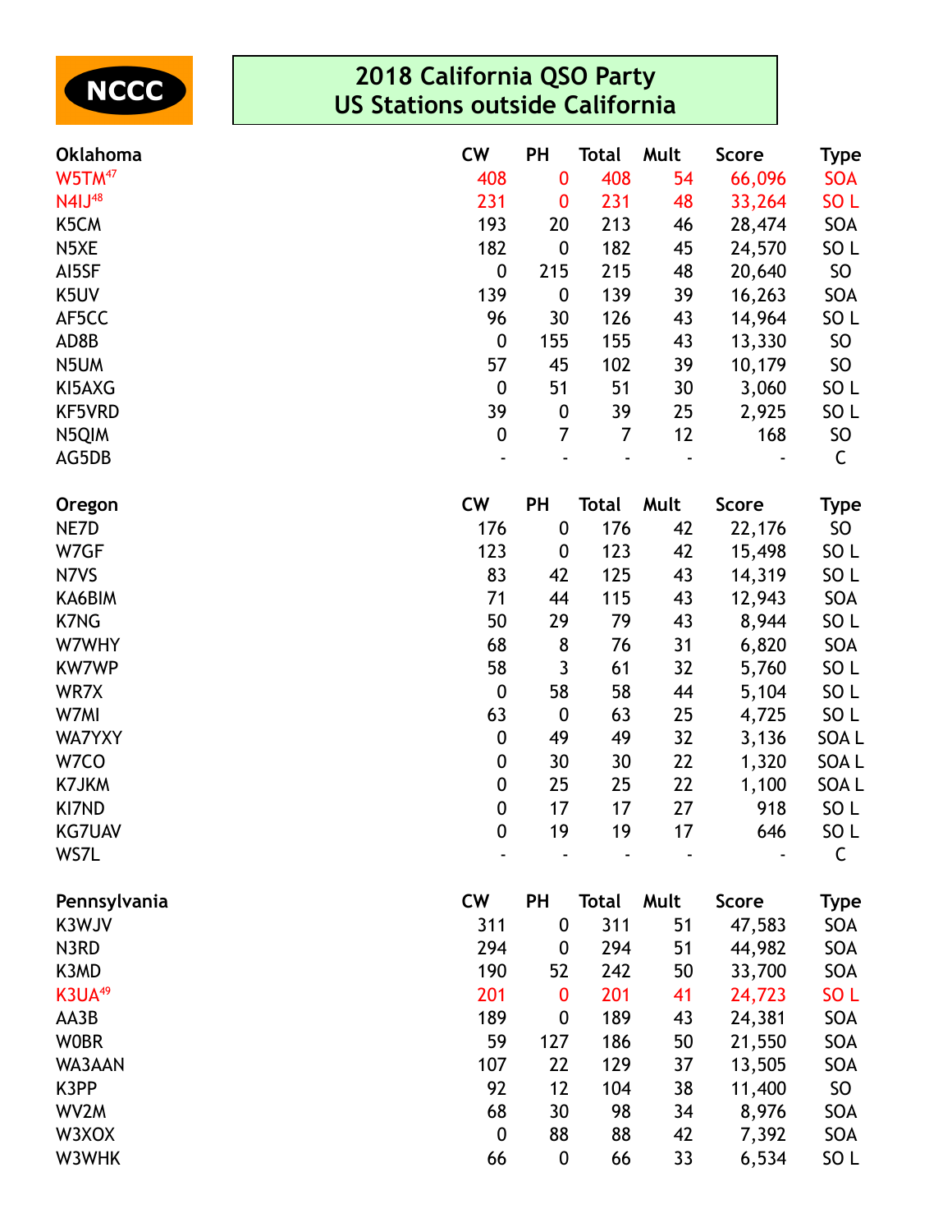NCCC

# 2018 California QSO Party
# US Stations outside California

| Oklahoma | CW | PH | Total | Mult | Score | Type |
|---|---|---|---|---|---|---|
| W5TM[47] | 408 | 0 | 408 | 54 | 66,096 | SOA |
| N4IJ[48] | 231 | 0 | 231 | 48 | 33,264 | SO L |
| K5CM | 193 | 20 | 213 | 46 | 28,474 | SOA |
| N5XE | 182 | 0 | 182 | 45 | 24,570 | SO L |
| AI5SF | 0 | 215 | 215 | 48 | 20,640 | SO |
| K5UV | 139 | 0 | 139 | 39 | 16,263 | SOA |
| AF5CC | 96 | 30 | 126 | 43 | 14,964 | SO L |
| AD8B | 0 | 155 | 155 | 43 | 13,330 | SO |
| N5UM | 57 | 45 | 102 | 39 | 10,179 | SO |
| KI5AXG | 0 | 51 | 51 | 30 | 3,060 | SO L |
| KF5VRD | 39 | 0 | 39 | 25 | 2,925 | SO L |
| N5QIM | 0 | 7 | 7 | 12 | 168 | SO |
| AG5DB | - | - | - | - | - | C |

| Oregon | CW | PH | Total | Mult | Score | Type |
|---|---|---|---|---|---|---|
| NE7D | 176 | 0 | 176 | 42 | 22,176 | SO |
| W7GF | 123 | 0 | 123 | 42 | 15,498 | SO L |
| N7VS | 83 | 42 | 125 | 43 | 14,319 | SO L |
| KA6BIM | 71 | 44 | 115 | 43 | 12,943 | SOA |
| K7NG | 50 | 29 | 79 | 43 | 8,944 | SO L |
| W7WHY | 68 | 8 | 76 | 31 | 6,820 | SOA |
| KW7WP | 58 | 3 | 61 | 32 | 5,760 | SO L |
| WR7X | 0 | 58 | 58 | 44 | 5,104 | SO L |
| W7MI | 63 | 0 | 63 | 25 | 4,725 | SO L |
| WA7YXY | 0 | 49 | 49 | 32 | 3,136 | SOA L |
| W7CO | 0 | 30 | 30 | 22 | 1,320 | SOA L |
| K7JKM | 0 | 25 | 25 | 22 | 1,100 | SOA L |
| KI7ND | 0 | 17 | 17 | 27 | 918 | SO L |
| KG7UAV | 0 | 19 | 19 | 17 | 646 | SO L |
| WS7L | - | - | - | - | - | C |

| Pennsylvania | CW | PH | Total | Mult | Score | Type |
|---|---|---|---|---|---|---|
| K3WJV | 311 | 0 | 311 | 51 | 47,583 | SOA |
| N3RD | 294 | 0 | 294 | 51 | 44,982 | SOA |
| K3MD | 190 | 52 | 242 | 50 | 33,700 | SOA |
| K3UA[49] | 201 | 0 | 201 | 41 | 24,723 | SO L |
| AA3B | 189 | 0 | 189 | 43 | 24,381 | SOA |
| W0BR | 59 | 127 | 186 | 50 | 21,550 | SOA |
| WA3AAN | 107 | 22 | 129 | 37 | 13,505 | SOA |
| K3PP | 92 | 12 | 104 | 38 | 11,400 | SO |
| WV2M | 68 | 30 | 98 | 34 | 8,976 | SOA |
| W3XOX | 0 | 88 | 88 | 42 | 7,392 | SOA |
| W3WHK | 66 | 0 | 66 | 33 | 6,534 | SO L |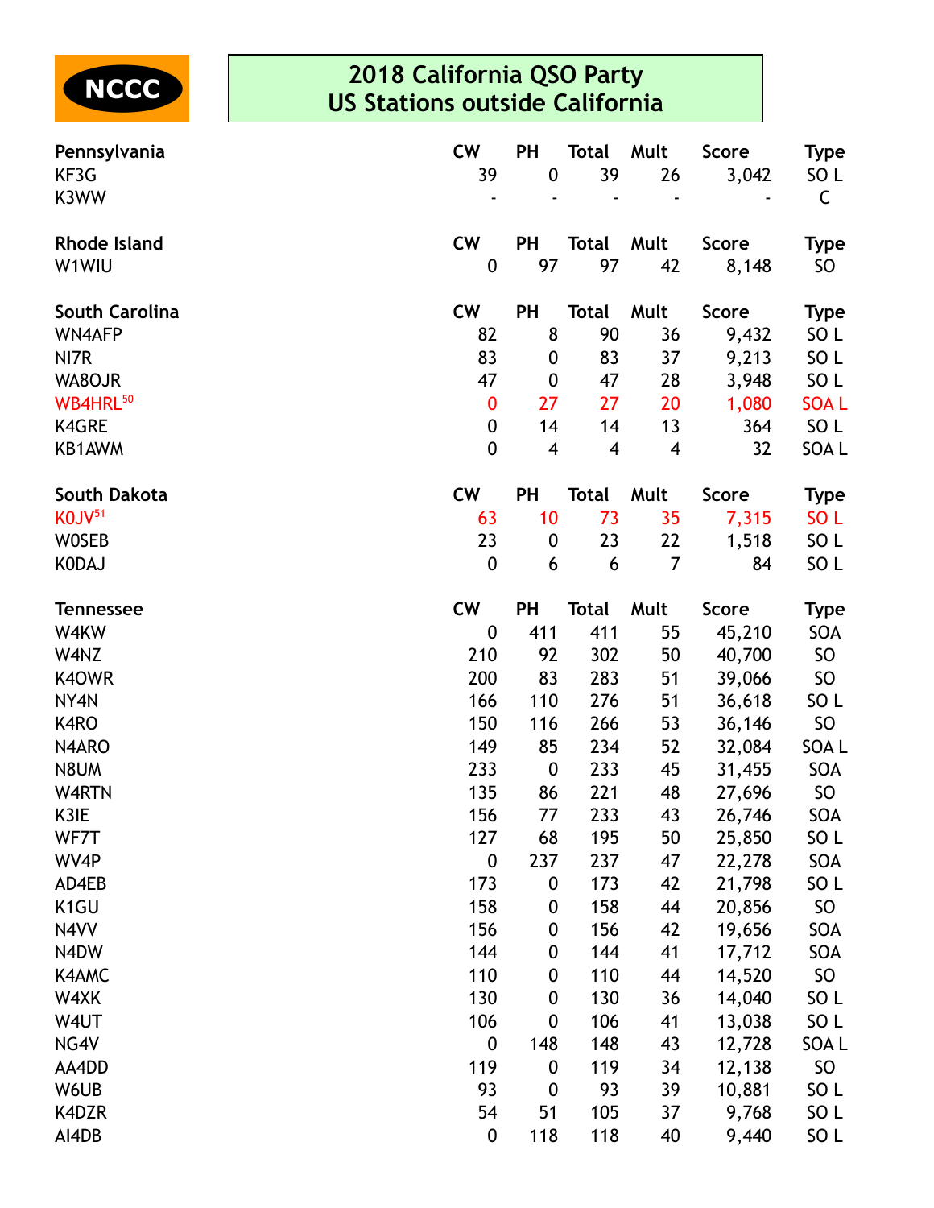NCCC

# 2018 California QSO Party
# US Stations outside California

| Pennsylvania | CW | PH | Total | Mult | Score | Type |
|---|---|---|---|---|---|---|
| KF3G | 39 | 0 | 39 | 26 | 3,042 | SO L |
| K3WW | - | - | - | - | - | C |

| Rhode Island | CW | PH | Total | Mult | Score | Type |
|---|---|---|---|---|---|---|
| W1WIU | 0 | 97 | 97 | 42 | 8,148 | SO |

| South Carolina | CW | PH | Total | Mult | Score | Type |
|---|---|---|---|---|---|---|
| WN4AFP | 82 | 8 | 90 | 36 | 9,432 | SO L |
| NI7R | 83 | 0 | 83 | 37 | 9,213 | SO L |
| WA8OJR | 47 | 0 | 47 | 28 | 3,948 | SO L |
| WB4HRL[50] | 0 | 27 | 27 | 20 | 1,080 | SOA L |
| K4GRE | 0 | 14 | 14 | 13 | 364 | SO L |
| KB1AWM | 0 | 4 | 4 | 4 | 32 | SOA L |

| South Dakota | CW | PH | Total | Mult | Score | Type |
|---|---|---|---|---|---|---|
| K0JV[51] | 63 | 10 | 73 | 35 | 7,315 | SO L |
| W0SEB | 23 | 0 | 23 | 22 | 1,518 | SO L |
| K0DAJ | 0 | 6 | 6 | 7 | 84 | SO L |

| Tennessee | CW | PH | Total | Mult | Score | Type |
|---|---|---|---|---|---|---|
| W4KW | 0 | 411 | 411 | 55 | 45,210 | SOA |
| W4NZ | 210 | 92 | 302 | 50 | 40,700 | SO |
| K4OWR | 200 | 83 | 283 | 51 | 39,066 | SO |
| NY4N | 166 | 110 | 276 | 51 | 36,618 | SO L |
| K4RO | 150 | 116 | 266 | 53 | 36,146 | SO |
| N4ARO | 149 | 85 | 234 | 52 | 32,084 | SOA L |
| N8UM | 233 | 0 | 233 | 45 | 31,455 | SOA |
| W4RTN | 135 | 86 | 221 | 48 | 27,696 | SO |
| K3IE | 156 | 77 | 233 | 43 | 26,746 | SOA |
| WF7T | 127 | 68 | 195 | 50 | 25,850 | SO L |
| WV4P | 0 | 237 | 237 | 47 | 22,278 | SOA |
| AD4EB | 173 | 0 | 173 | 42 | 21,798 | SO L |
| K1GU | 158 | 0 | 158 | 44 | 20,856 | SO |
| N4VV | 156 | 0 | 156 | 42 | 19,656 | SOA |
| N4DW | 144 | 0 | 144 | 41 | 17,712 | SOA |
| K4AMC | 110 | 0 | 110 | 44 | 14,520 | SO |
| W4XK | 130 | 0 | 130 | 36 | 14,040 | SO L |
| W4UT | 106 | 0 | 106 | 41 | 13,038 | SO L |
| NG4V | 0 | 148 | 148 | 43 | 12,728 | SOA L |
| AA4DD | 119 | 0 | 119 | 34 | 12,138 | SO |
| W6UB | 93 | 0 | 93 | 39 | 10,881 | SO L |
| K4DZR | 54 | 51 | 105 | 37 | 9,768 | SO L |
| AI4DB | 0 | 118 | 118 | 40 | 9,440 | SO L |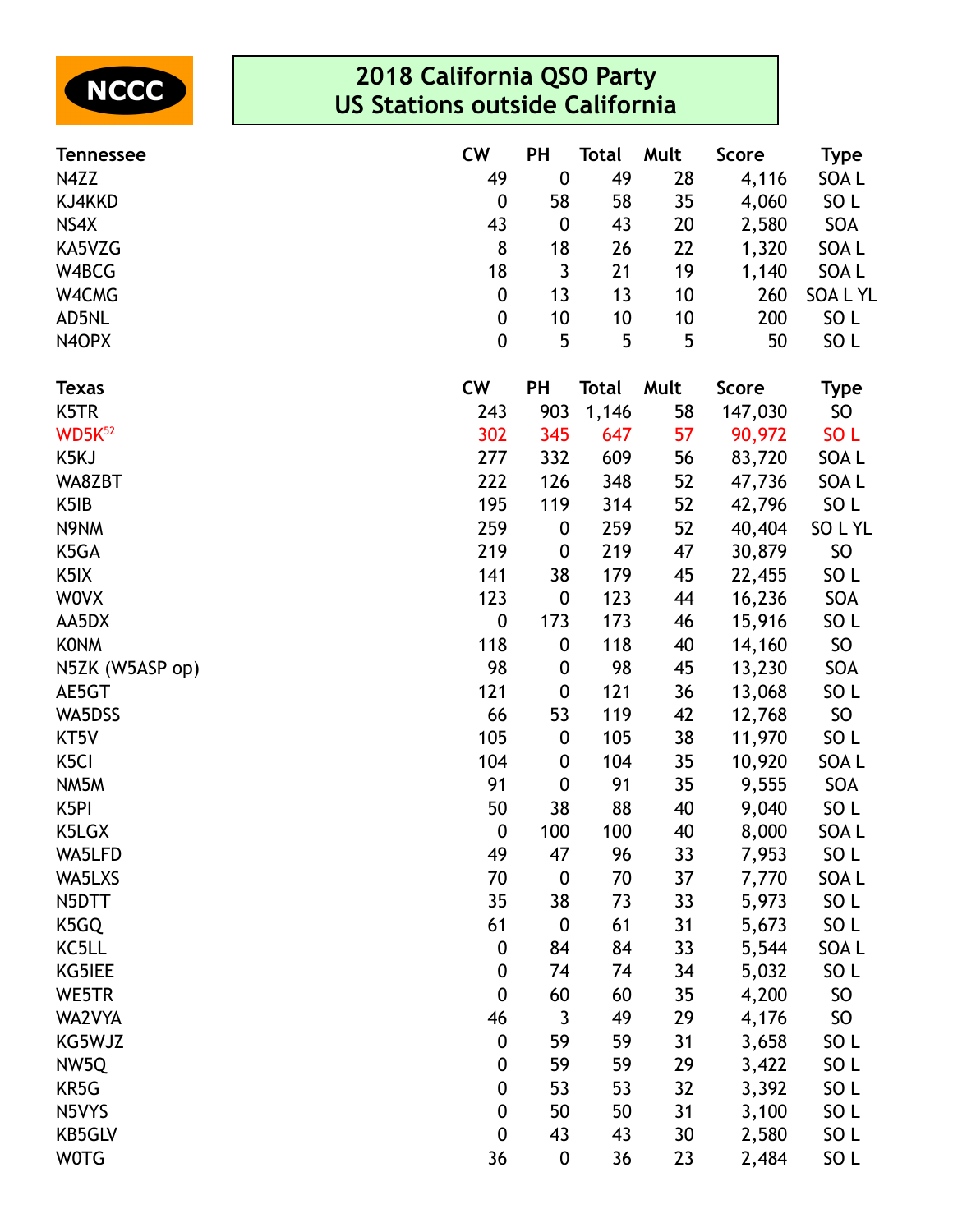NCCC

# 2018 California QSO Party
## US Stations outside California

| Tennessee | CW | PH | Total | Mult | Score | Type |
|---|---|---|---|---|---|---|
| N4ZZ | 49 | 0 | 49 | 28 | 4,116 | SOA L |
| KJ4KKD | 0 | 58 | 58 | 35 | 4,060 | SO L |
| NS4X | 43 | 0 | 43 | 20 | 2,580 | SOA |
| KA5VZG | 8 | 18 | 26 | 22 | 1,320 | SOA L |
| W4BCG | 18 | 3 | 21 | 19 | 1,140 | SOA L |
| W4CMG | 0 | 13 | 13 | 10 | 260 | SOA L YL |
| AD5NL | 0 | 10 | 10 | 10 | 200 | SO L |
| N4OPX | 0 | 5 | 5 | 5 | 50 | SO L |

| Texas | CW | PH | Total | Mult | Score | Type |
|---|---|---|---|---|---|---|
| K5TR | 243 | 903 | 1,146 | 58 | 147,030 | SO |
| WD5K[52] | 302 | 345 | 647 | 57 | 90,972 | SO L |
| K5KJ | 277 | 332 | 609 | 56 | 83,720 | SOA L |
| WA8ZBT | 222 | 126 | 348 | 52 | 47,736 | SOA L |
| K5IB | 195 | 119 | 314 | 52 | 42,796 | SO L |
| N9NM | 259 | 0 | 259 | 52 | 40,404 | SO L YL |
| K5GA | 219 | 0 | 219 | 47 | 30,879 | SO |
| K5IX | 141 | 38 | 179 | 45 | 22,455 | SO L |
| W0VX | 123 | 0 | 123 | 44 | 16,236 | SOA |
| AA5DX | 0 | 173 | 173 | 46 | 15,916 | SO L |
| K0NM | 118 | 0 | 118 | 40 | 14,160 | SO |
| N5ZK (W5ASP op) | 98 | 0 | 98 | 45 | 13,230 | SOA |
| AE5GT | 121 | 0 | 121 | 36 | 13,068 | SO L |
| WA5DSS | 66 | 53 | 119 | 42 | 12,768 | SO |
| KT5V | 105 | 0 | 105 | 38 | 11,970 | SO L |
| K5CI | 104 | 0 | 104 | 35 | 10,920 | SOA L |
| NM5M | 91 | 0 | 91 | 35 | 9,555 | SOA |
| K5PI | 50 | 38 | 88 | 40 | 9,040 | SO L |
| K5LGX | 0 | 100 | 100 | 40 | 8,000 | SOA L |
| WA5LFD | 49 | 47 | 96 | 33 | 7,953 | SO L |
| WA5LXS | 70 | 0 | 70 | 37 | 7,770 | SOA L |
| N5DTT | 35 | 38 | 73 | 33 | 5,973 | SO L |
| K5GQ | 61 | 0 | 61 | 31 | 5,673 | SO L |
| KC5LL | 0 | 84 | 84 | 33 | 5,544 | SOA L |
| KG5IEE | 0 | 74 | 74 | 34 | 5,032 | SO L |
| WE5TR | 0 | 60 | 60 | 35 | 4,200 | SO |
| WA2VYA | 46 | 3 | 49 | 29 | 4,176 | SO |
| KG5WJZ | 0 | 59 | 59 | 31 | 3,658 | SO L |
| NW5Q | 0 | 59 | 59 | 29 | 3,422 | SO L |
| KR5G | 0 | 53 | 53 | 32 | 3,392 | SO L |
| N5VYS | 0 | 50 | 50 | 31 | 3,100 | SO L |
| KB5GLV | 0 | 43 | 43 | 30 | 2,580 | SO L |
| W0TG | 36 | 0 | 36 | 23 | 2,484 | SO L |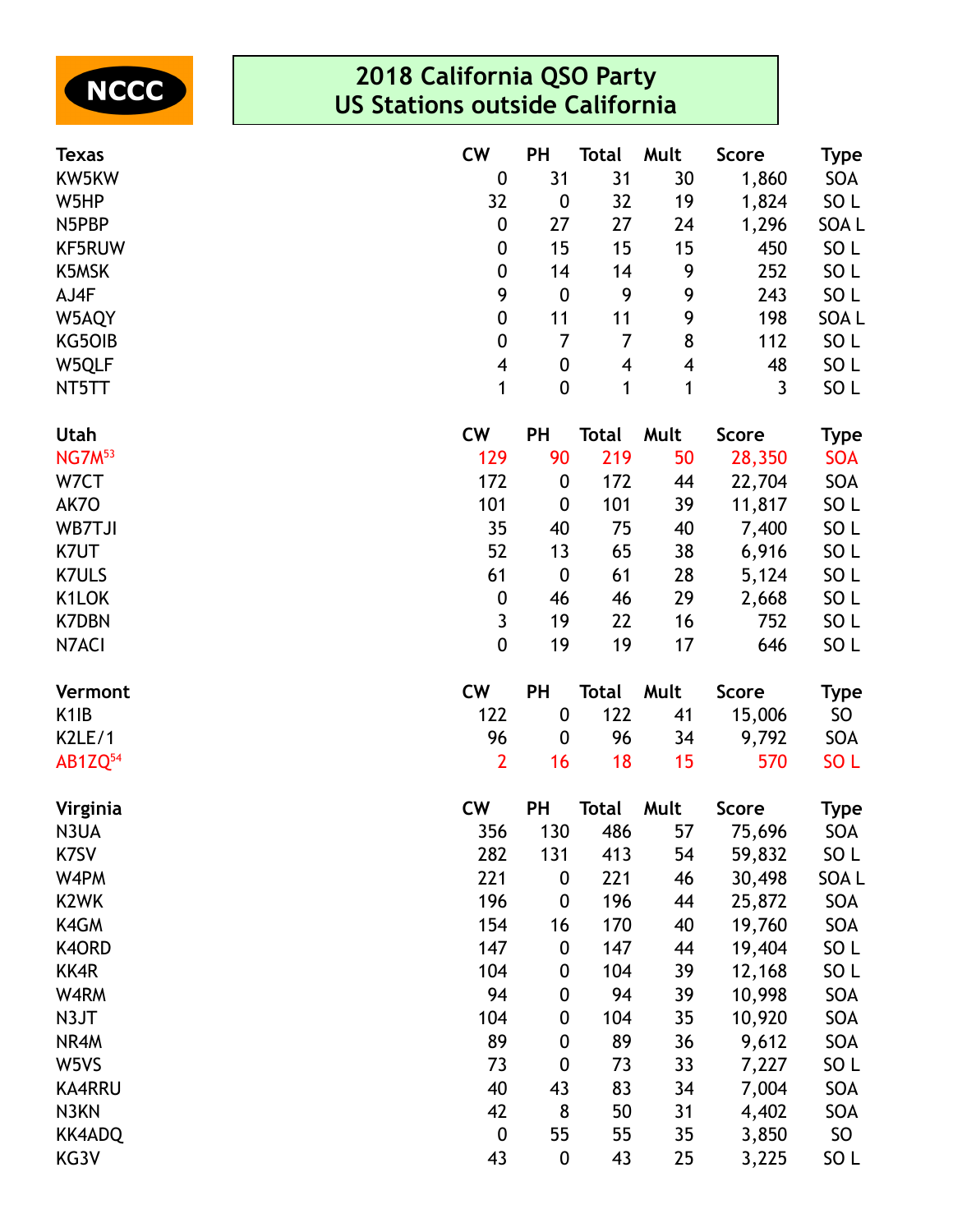NCCC

# 2018 California QSO Party
## US Stations outside California

| Texas | CW | PH | Total | Mult | Score | Type |
|---|---|---|---|---|---|---|
| KW5KW | 0 | 31 | 31 | 30 | 1,860 | SOA |
| W5HP | 32 | 0 | 32 | 19 | 1,824 | SO L |
| N5PBP | 0 | 27 | 27 | 24 | 1,296 | SOA L |
| KF5RUW | 0 | 15 | 15 | 15 | 450 | SO L |
| K5MSK | 0 | 14 | 14 | 9 | 252 | SO L |
| AJ4F | 9 | 0 | 9 | 9 | 243 | SO L |
| W5AQY | 0 | 11 | 11 | 9 | 198 | SOA L |
| KG5OIB | 0 | 7 | 7 | 8 | 112 | SO L |
| W5QLF | 4 | 0 | 4 | 4 | 48 | SO L |
| NT5TT | 1 | 0 | 1 | 1 | 3 | SO L |

| Utah | CW | PH | Total | Mult | Score | Type |
|---|---|---|---|---|---|---|
| NG7M[53] | 129 | 90 | 219 | 50 | 28,350 | SOA |
| W7CT | 172 | 0 | 172 | 44 | 22,704 | SOA |
| AK7O | 101 | 0 | 101 | 39 | 11,817 | SO L |
| WB7TJI | 35 | 40 | 75 | 40 | 7,400 | SO L |
| K7UT | 52 | 13 | 65 | 38 | 6,916 | SO L |
| K7ULS | 61 | 0 | 61 | 28 | 5,124 | SO L |
| K1LOK | 0 | 46 | 46 | 29 | 2,668 | SO L |
| K7DBN | 3 | 19 | 22 | 16 | 752 | SO L |
| N7ACI | 0 | 19 | 19 | 17 | 646 | SO L |

| Vermont | CW | PH | Total | Mult | Score | Type |
|---|---|---|---|---|---|---|
| K1IB | 122 | 0 | 122 | 41 | 15,006 | SO |
| K2LE/1 | 96 | 0 | 96 | 34 | 9,792 | SOA |
| AB1ZQ[54] | 2 | 16 | 18 | 15 | 570 | SO L |

| Virginia | CW | PH | Total | Mult | Score | Type |
|---|---|---|---|---|---|---|
| N3UA | 356 | 130 | 486 | 57 | 75,696 | SOA |
| K7SV | 282 | 131 | 413 | 54 | 59,832 | SO L |
| W4PM | 221 | 0 | 221 | 46 | 30,498 | SOA L |
| K2WK | 196 | 0 | 196 | 44 | 25,872 | SOA |
| K4GM | 154 | 16 | 170 | 40 | 19,760 | SOA |
| K4ORD | 147 | 0 | 147 | 44 | 19,404 | SO L |
| KK4R | 104 | 0 | 104 | 39 | 12,168 | SO L |
| W4RM | 94 | 0 | 94 | 39 | 10,998 | SOA |
| N3JT | 104 | 0 | 104 | 35 | 10,920 | SOA |
| NR4M | 89 | 0 | 89 | 36 | 9,612 | SOA |
| W5VS | 73 | 0 | 73 | 33 | 7,227 | SO L |
| KA4RRU | 40 | 43 | 83 | 34 | 7,004 | SOA |
| N3KN | 42 | 8 | 50 | 31 | 4,402 | SOA |
| KK4ADQ | 0 | 55 | 55 | 35 | 3,850 | SO |
| KG3V | 43 | 0 | 43 | 25 | 3,225 | SO L |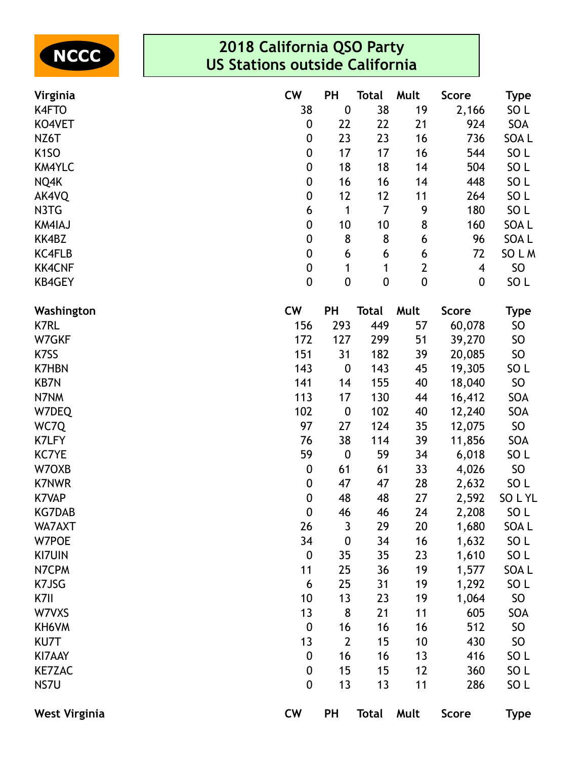NCCC

# 2018 California QSO Party
## US Stations outside California

| Virginia | CW | PH | Total | Mult | Score | Type |
|---|---|---|---|---|---|---|
| K4FTO | 38 | 0 | 38 | 19 | 2,166 | SO L |
| KO4VET | 0 | 22 | 22 | 21 | 924 | SOA |
| NZ6T | 0 | 23 | 23 | 16 | 736 | SOA L |
| K1SO | 0 | 17 | 17 | 16 | 544 | SO L |
| KM4YLC | 0 | 18 | 18 | 14 | 504 | SO L |
| NQ4K | 0 | 16 | 16 | 14 | 448 | SO L |
| AK4VQ | 0 | 12 | 12 | 11 | 264 | SO L |
| N3TG | 6 | 1 | 7 | 9 | 180 | SO L |
| KM4IAJ | 0 | 10 | 10 | 8 | 160 | SOA L |
| KK4BZ | 0 | 8 | 8 | 6 | 96 | SOA L |
| KC4FLB | 0 | 6 | 6 | 6 | 72 | SO L M |
| KK4CNF | 0 | 1 | 1 | 2 | 4 | SO |
| KB4GEY | 0 | 0 | 0 | 0 | 0 | SO L |

| Washington | CW | PH | Total | Mult | Score | Type |
|---|---|---|---|---|---|---|
| K7RL | 156 | 293 | 449 | 57 | 60,078 | SO |
| W7GKF | 172 | 127 | 299 | 51 | 39,270 | SO |
| K7SS | 151 | 31 | 182 | 39 | 20,085 | SO |
| K7HBN | 143 | 0 | 143 | 45 | 19,305 | SO L |
| KB7N | 141 | 14 | 155 | 40 | 18,040 | SO |
| N7NM | 113 | 17 | 130 | 44 | 16,412 | SOA |
| W7DEQ | 102 | 0 | 102 | 40 | 12,240 | SOA |
| WC7Q | 97 | 27 | 124 | 35 | 12,075 | SO |
| K7LFY | 76 | 38 | 114 | 39 | 11,856 | SOA |
| KC7YE | 59 | 0 | 59 | 34 | 6,018 | SO L |
| W7OXB | 0 | 61 | 61 | 33 | 4,026 | SO |
| K7NWR | 0 | 47 | 47 | 28 | 2,632 | SO L |
| K7VAP | 0 | 48 | 48 | 27 | 2,592 | SO L YL |
| KG7DAB | 0 | 46 | 46 | 24 | 2,208 | SO L |
| WA7AXT | 26 | 3 | 29 | 20 | 1,680 | SOA L |
| W7POE | 34 | 0 | 34 | 16 | 1,632 | SO L |
| KI7UIN | 0 | 35 | 35 | 23 | 1,610 | SO L |
| N7CPM | 11 | 25 | 36 | 19 | 1,577 | SOA L |
| K7JSG | 6 | 25 | 31 | 19 | 1,292 | SO L |
| K7II | 10 | 13 | 23 | 19 | 1,064 | SO |
| W7VXS | 13 | 8 | 21 | 11 | 605 | SOA |
| KH6VM | 0 | 16 | 16 | 16 | 512 | SO |
| KU7T | 13 | 2 | 15 | 10 | 430 | SO |
| KI7AAY | 0 | 16 | 16 | 13 | 416 | SO L |
| KE7ZAC | 0 | 15 | 15 | 12 | 360 | SO L |
| NS7U | 0 | 13 | 13 | 11 | 286 | SO L |

| West Virginia | CW | PH | Total | Mult | Score | Type |
|---|---|---|---|---|---|---|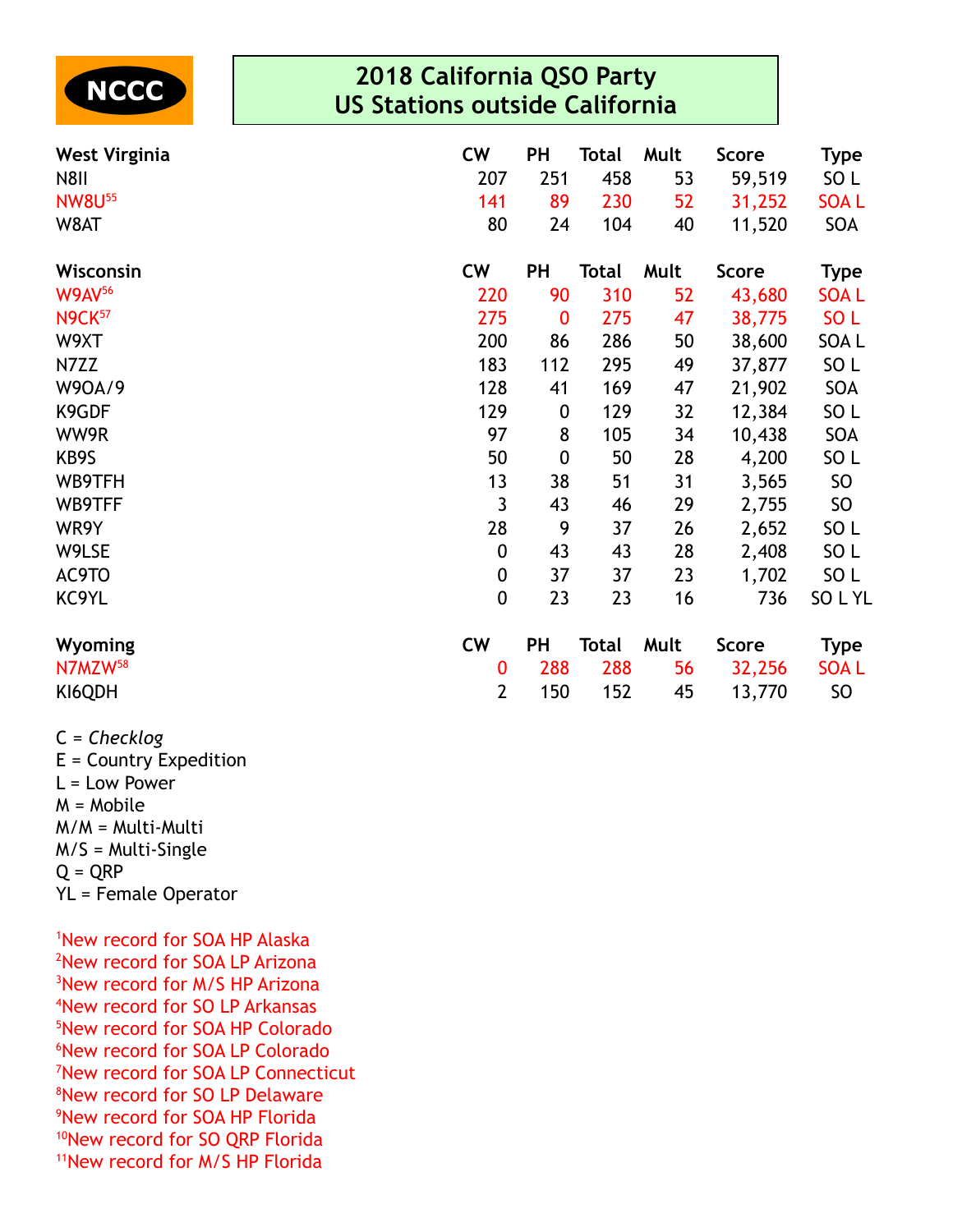NCCC

# 2018 California QSO Party
# US Stations outside California

| West Virginia | CW | PH | Total | Mult | Score | Type |
|---|---|---|---|---|---|---|
| N8II | 207 | 251 | 458 | 53 | 59,519 | SO L |
| NW8U[55] | 141 | 89 | 230 | 52 | 31,252 | SOA L |
| W8AT | 80 | 24 | 104 | 40 | 11,520 | SOA |

| Wisconsin | CW | PH | Total | Mult | Score | Type |
|---|---|---|---|---|---|---|
| W9AV[56] | 220 | 90 | 310 | 52 | 43,680 | SOA L |
| N9CK[57] | 275 | 0 | 275 | 47 | 38,775 | SO L |
| W9XT | 200 | 86 | 286 | 50 | 38,600 | SOA L |
| N7ZZ | 183 | 112 | 295 | 49 | 37,877 | SO L |
| W9OA/9 | 128 | 41 | 169 | 47 | 21,902 | SOA |
| K9GDF | 129 | 0 | 129 | 32 | 12,384 | SO L |
| WW9R | 97 | 8 | 105 | 34 | 10,438 | SOA |
| KB9S | 50 | 0 | 50 | 28 | 4,200 | SO L |
| WB9TFH | 13 | 38 | 51 | 31 | 3,565 | SO |
| WB9TFF | 3 | 43 | 46 | 29 | 2,755 | SO |
| WR9Y | 28 | 9 | 37 | 26 | 2,652 | SO L |
| W9LSE | 0 | 43 | 43 | 28 | 2,408 | SO L |
| AC9TO | 0 | 37 | 37 | 23 | 1,702 | SO L |
| KC9YL | 0 | 23 | 23 | 16 | 736 | SO L YL |

| Wyoming | CW | PH | Total | Mult | Score | Type |
|---|---|---|---|---|---|---|
| N7MZW[58] | 0 | 288 | 288 | 56 | 32,256 | SOA L |
| KI6QDH | 2 | 150 | 152 | 45 | 13,770 | SO |

C = *Checklog*
E = Country Expedition
L = Low Power
M = Mobile
M/M = Multi-Multi
M/S = Multi-Single
Q = QRP
YL = Female Operator

[1]New record for SOA HP Alaska
[2]New record for SOA LP Arizona
[3]New record for M/S HP Arizona
[4]New record for SO LP Arkansas
[5]New record for SOA HP Colorado
[6]New record for SOA LP Colorado
[7]New record for SOA LP Connecticut
[8]New record for SO LP Delaware
[9]New record for SOA HP Florida
[10]New record for SO QRP Florida
[11]New record for M/S HP Florida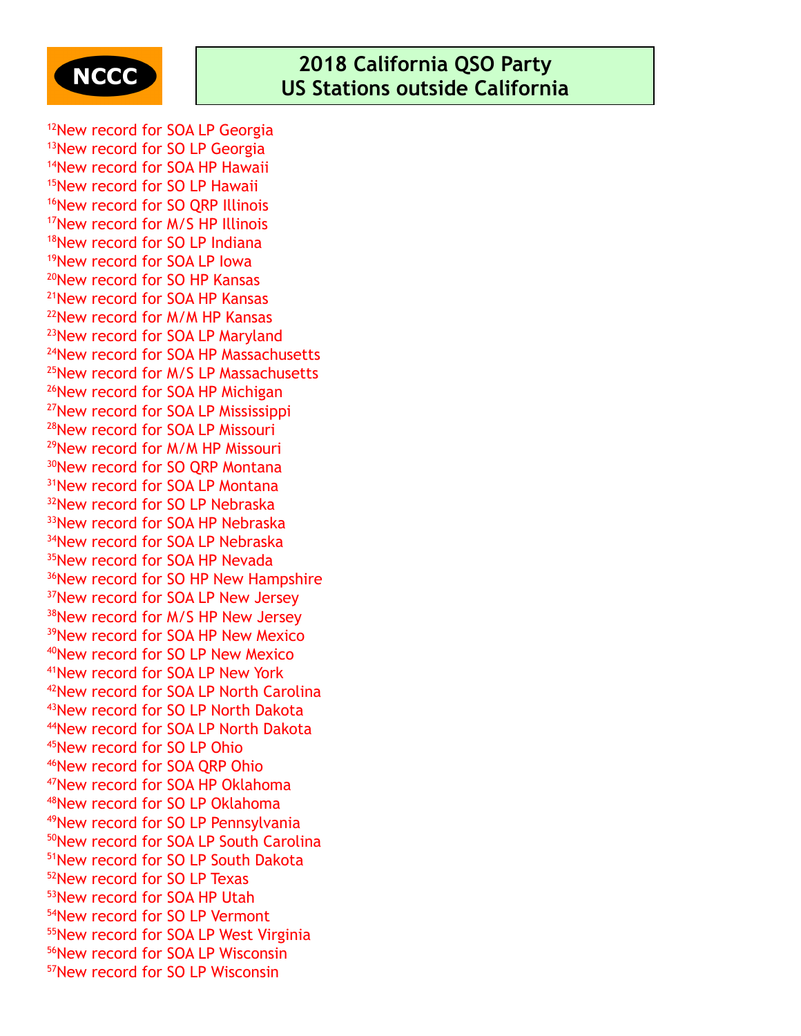NCCC

# 2018 California QSO Party
# US Stations outside California

[12]New record for SOA LP Georgia
[13]New record for SO LP Georgia
[14]New record for SOA HP Hawaii
[15]New record for SO LP Hawaii
[16]New record for SO QRP Illinois
[17]New record for M/S HP Illinois
[18]New record for SO LP Indiana
[19]New record for SOA LP Iowa
[20]New record for SO HP Kansas
[21]New record for SOA HP Kansas
[22]New record for M/M HP Kansas
[23]New record for SOA LP Maryland
[24]New record for SOA HP Massachusetts
[25]New record for M/S LP Massachusetts
[26]New record for SOA HP Michigan
[27]New record for SOA LP Mississippi
[28]New record for SOA LP Missouri
[29]New record for M/M HP Missouri
[30]New record for SO QRP Montana
[31]New record for SOA LP Montana
[32]New record for SO LP Nebraska
[33]New record for SOA HP Nebraska
[34]New record for SOA LP Nebraska
[35]New record for SOA HP Nevada
[36]New record for SO HP New Hampshire
[37]New record for SOA LP New Jersey
[38]New record for M/S HP New Jersey
[39]New record for SOA HP New Mexico
[40]New record for SO LP New Mexico
[41]New record for SOA LP New York
[42]New record for SOA LP North Carolina
[43]New record for SO LP North Dakota
[44]New record for SOA LP North Dakota
[45]New record for SO LP Ohio
[46]New record for SOA QRP Ohio
[47]New record for SOA HP Oklahoma
[48]New record for SO LP Oklahoma
[49]New record for SO LP Pennsylvania
[50]New record for SOA LP South Carolina
[51]New record for SO LP South Dakota
[52]New record for SO LP Texas
[53]New record for SOA HP Utah
[54]New record for SO LP Vermont
[55]New record for SOA LP West Virginia
[56]New record for SOA LP Wisconsin
[57]New record for SO LP Wisconsin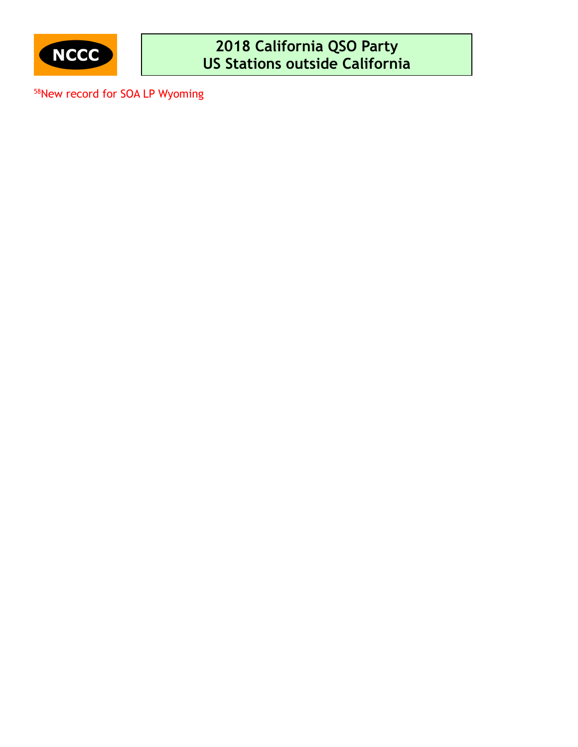[58]New record for SOA LP Wyoming